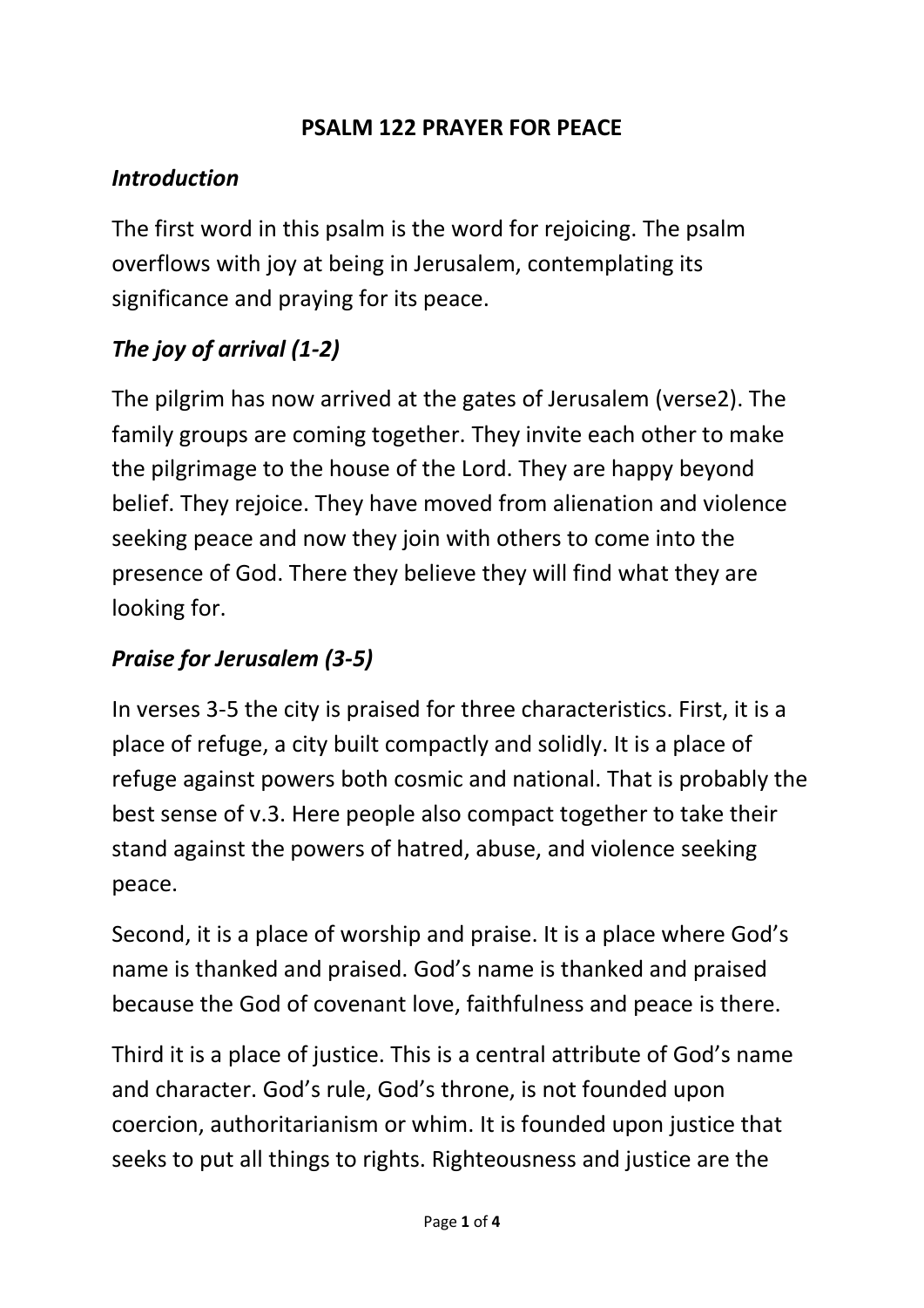# PSALM 122 PRAYER FOR PEACE

## *Introduction*

The first word in this psalm is the word for rejoicing. The psalm overflows with joy at being in Jerusalem, contemplating its significance and praying for its peace.

## *The joy of arrival (1-2)*

The pilgrim has now arrived at the gates of Jerusalem (verse2). The family groups are coming together. They invite each other to make the pilgrimage to the house of the Lord. They are happy beyond belief. They rejoice. They have moved from alienation and violence seeking peace and now they join with others to come into the presence of God. There they believe they will find what they are looking for.

## *Praise for Jerusalem (3-5)*

In verses 3-5 the city is praised for three characteristics. First, it is a place of refuge, a city built compactly and solidly. It is a place of refuge against powers both cosmic and national. That is probably the best sense of v.3. Here people also compact together to take their stand against the powers of hatred, abuse, and violence seeking peace.

Second, it is a place of worship and praise. It is a place where God's name is thanked and praised. God's name is thanked and praised because the God of covenant love, faithfulness and peace is there.

Third it is a place of justice. This is a central attribute of God's name and character. God's rule, God's throne, is not founded upon coercion, authoritarianism or whim. It is founded upon justice that seeks to put all things to rights. Righteousness and justice are the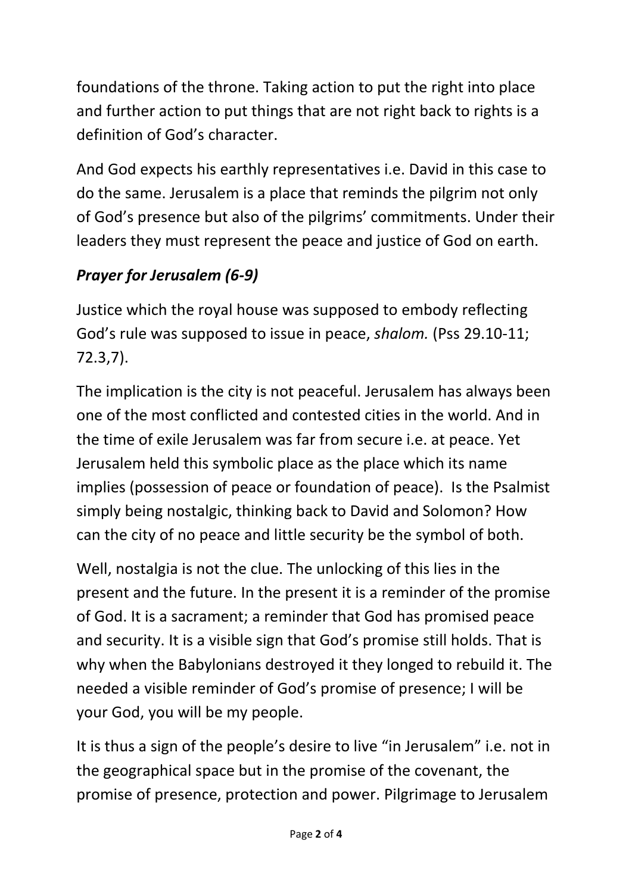foundations of the throne. Taking action to put the right into place and further action to put things that are not right back to rights is a definition of God's character.

And God expects his earthly representatives i.e. David in this case to do the same. Jerusalem is a place that reminds the pilgrim not only of God's presence but also of the pilgrims' commitments. Under their leaders they must represent the peace and justice of God on earth.

### ***Prayer for Jerusalem (6-9)***

Justice which the royal house was supposed to embody reflecting God's rule was supposed to issue in peace, *shalom.* (Pss 29.10-11; 72.3,7).

The implication is the city is not peaceful. Jerusalem has always been one of the most conflicted and contested cities in the world. And in the time of exile Jerusalem was far from secure i.e. at peace. Yet Jerusalem held this symbolic place as the place which its name implies (possession of peace or foundation of peace).  Is the Psalmist simply being nostalgic, thinking back to David and Solomon? How can the city of no peace and little security be the symbol of both.

Well, nostalgia is not the clue. The unlocking of this lies in the present and the future. In the present it is a reminder of the promise of God. It is a sacrament; a reminder that God has promised peace and security. It is a visible sign that God's promise still holds. That is why when the Babylonians destroyed it they longed to rebuild it. The needed a visible reminder of God's promise of presence; I will be your God, you will be my people.

It is thus a sign of the people's desire to live "in Jerusalem" i.e. not in the geographical space but in the promise of the covenant, the promise of presence, protection and power. Pilgrimage to Jerusalem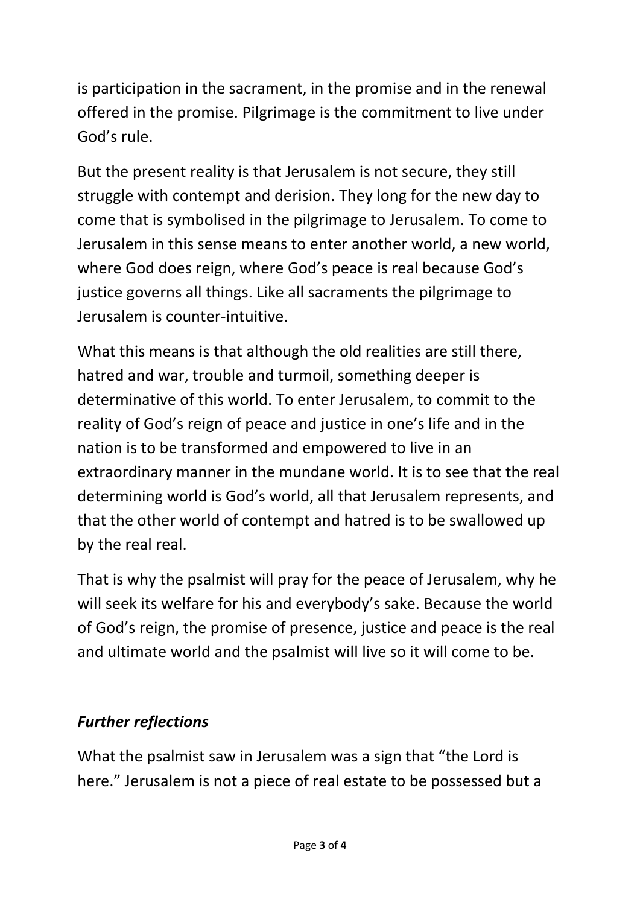is participation in the sacrament, in the promise and in the renewal offered in the promise. Pilgrimage is the commitment to live under God's rule.

But the present reality is that Jerusalem is not secure, they still struggle with contempt and derision. They long for the new day to come that is symbolised in the pilgrimage to Jerusalem. To come to Jerusalem in this sense means to enter another world, a new world, where God does reign, where God's peace is real because God's justice governs all things. Like all sacraments the pilgrimage to Jerusalem is counter-intuitive.

What this means is that although the old realities are still there, hatred and war, trouble and turmoil, something deeper is determinative of this world. To enter Jerusalem, to commit to the reality of God's reign of peace and justice in one's life and in the nation is to be transformed and empowered to live in an extraordinary manner in the mundane world. It is to see that the real determining world is God's world, all that Jerusalem represents, and that the other world of contempt and hatred is to be swallowed up by the real real.

That is why the psalmist will pray for the peace of Jerusalem, why he will seek its welfare for his and everybody's sake. Because the world of God's reign, the promise of presence, justice and peace is the real and ultimate world and the psalmist will live so it will come to be.

## *Further reflections*

What the psalmist saw in Jerusalem was a sign that "the Lord is here." Jerusalem is not a piece of real estate to be possessed but a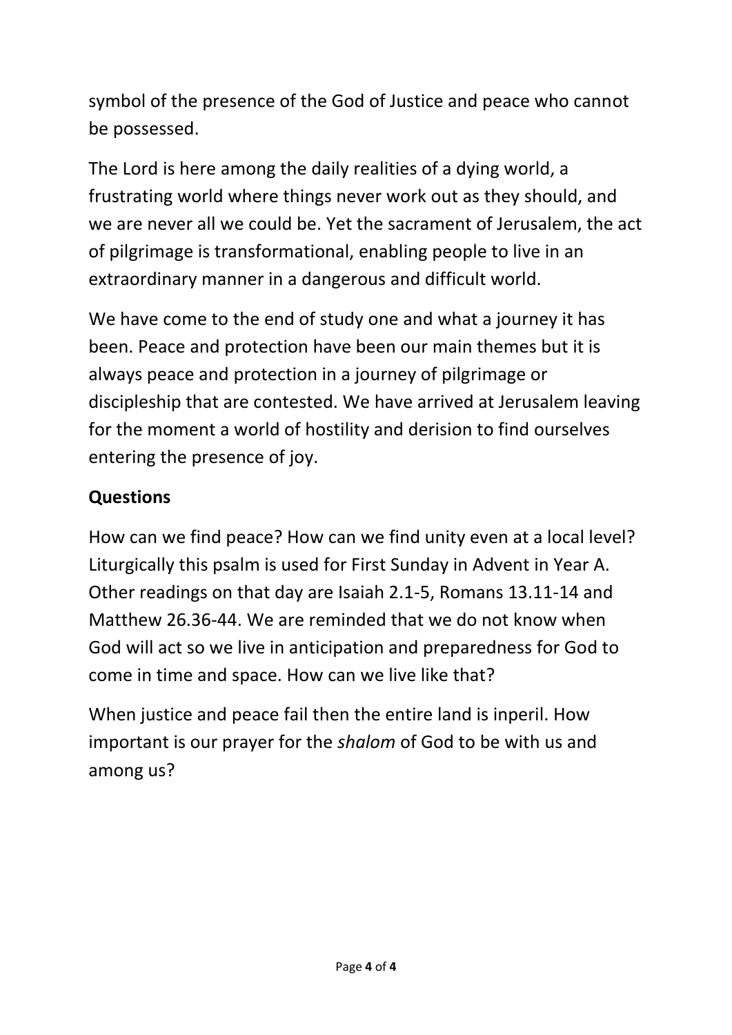symbol of the presence of the God of Justice and peace who cannot be possessed.

The Lord is here among the daily realities of a dying world, a frustrating world where things never work out as they should, and we are never all we could be. Yet the sacrament of Jerusalem, the act of pilgrimage is transformational, enabling people to live in an extraordinary manner in a dangerous and difficult world.

We have come to the end of study one and what a journey it has been. Peace and protection have been our main themes but it is always peace and protection in a journey of pilgrimage or discipleship that are contested. We have arrived at Jerusalem leaving for the moment a world of hostility and derision to find ourselves entering the presence of joy.

**Questions**

How can we find peace? How can we find unity even at a local level? Liturgically this psalm is used for First Sunday in Advent in Year A. Other readings on that day are Isaiah 2.1-5, Romans 13.11-14 and Matthew 26.36-44. We are reminded that we do not know when God will act so we live in anticipation and preparedness for God to come in time and space. How can we live like that?

When justice and peace fail then the entire land is inperil. How important is our prayer for the *shalom* of God to be with us and among us?